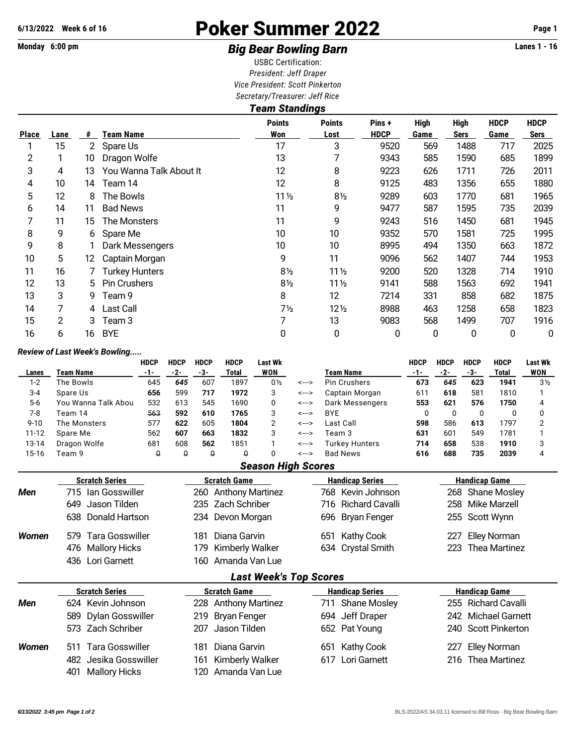# Poker Summer 2022

6/13/2022 Week 6 of 16

Monday 6:00 pm

## *Big Bear Bowling Barn*

Lanes 1 - 16

USBC Certification:
*President: Jeff Draper*
*Vice President: Scott Pinkerton*
*Secretary/Treasurer: Jeff Rice*

### *Team Standings*

| Place | Lane | # | Team Name | Points Won | Points Lost | Pins + HDCP | High Game | High Sers | HDCP Game | HDCP Sers |
|---|---|---|---|---|---|---|---|---|---|---|
| 1 | 15 | 2 | Spare Us | 17 | 3 | 9520 | 569 | 1488 | 717 | 2025 |
| 2 | 1 | 10 | Dragon Wolfe | 13 | 7 | 9343 | 585 | 1590 | 685 | 1899 |
| 3 | 4 | 13 | You Wanna Talk About It | 12 | 8 | 9223 | 626 | 1711 | 726 | 2011 |
| 4 | 10 | 14 | Team 14 | 12 | 8 | 9125 | 483 | 1356 | 655 | 1880 |
| 5 | 12 | 8 | The Bowls | 11½ | 8½ | 9289 | 603 | 1770 | 681 | 1965 |
| 6 | 14 | 11 | Bad News | 11 | 9 | 9477 | 587 | 1595 | 735 | 2039 |
| 7 | 11 | 15 | The Monsters | 11 | 9 | 9243 | 516 | 1450 | 681 | 1945 |
| 8 | 9 | 6 | Spare Me | 10 | 10 | 9352 | 570 | 1581 | 725 | 1995 |
| 9 | 8 | 1 | Dark Messengers | 10 | 10 | 8995 | 494 | 1350 | 663 | 1872 |
| 10 | 5 | 12 | Captain Morgan | 9 | 11 | 9096 | 562 | 1407 | 744 | 1953 |
| 11 | 16 | 7 | Turkey Hunters | 8½ | 11½ | 9200 | 520 | 1328 | 714 | 1910 |
| 12 | 13 | 5 | Pin Crushers | 8½ | 11½ | 9141 | 588 | 1563 | 692 | 1941 |
| 13 | 3 | 9 | Team 9 | 8 | 12 | 7214 | 331 | 858 | 682 | 1875 |
| 14 | 7 | 4 | Last Call | 7½ | 12½ | 8988 | 463 | 1258 | 658 | 1823 |
| 15 | 2 | 3 | Team 3 | 7 | 13 | 9083 | 568 | 1499 | 707 | 1916 |
| 16 | 6 | 16 | BYE | 0 | 0 | 0 | 0 | 0 | 0 | 0 |

### *Review of Last Week's Bowling.....*

| Lanes | Team Name | HDCP -1- | HDCP -2- | HDCP -3- | HDCP Total | Last Wk WON | | Team Name | HDCP -1- | HDCP -2- | HDCP -3- | HDCP Total | Last Wk WON |
|---|---|---|---|---|---|---|---|---|---|---|---|---|---|
| 1-2 | The Bowls | 645 | ***645*** | 607 | 1897 | 0½ | <---> | Pin Crushers | **673** | ***645*** | **623** | **1941** | 3½ |
| 3-4 | Spare Us | **656** | 599 | **717** | **1972** | 3 | <---> | Captain Morgan | 611 | **618** | 581 | 1810 | 1 |
| 5-6 | You Wanna Talk Abou | 532 | 613 | 545 | 1690 | 0 | <---> | Dark Messengers | **553** | **621** | **576** | **1750** | 4 |
| 7-8 | Team 14 | 563 | **592** | **610** | **1765** | 3 | <---> | BYE | 0 | 0 | 0 | 0 | 0 |
| 9-10 | The Monsters | 577 | **622** | 605 | **1804** | 2 | <---> | Last Call | **598** | 586 | **613** | 1797 | 2 |
| 11-12 | Spare Me | 562 | **607** | **663** | **1832** | 3 | <---> | Team 3 | **631** | 601 | 549 | 1781 | 1 |
| 13-14 | Dragon Wolfe | 681 | 608 | **562** | 1851 | 1 | <---> | Turkey Hunters | **714** | **658** | 538 | **1910** | 3 |
| 15-16 | Team 9 | 0 | 0 | 0 | 0 | 0 | <---> | Bad News | **616** | **688** | **735** | **2039** | 4 |

### *Season High Scores*

| | Scratch Series | Scratch Game | Handicap Series | Handicap Game |
|---|---|---|---|---|
| ***Men*** | 715 Ian Gosswiller | 260 Anthony Martinez | 768 Kevin Johnson | 268 Shane Mosley |
| | 649 Jason Tilden | 235 Zach Schriber | 716 Richard Cavalli | 258 Mike Marzell |
| | 638 Donald Hartson | 234 Devon Morgan | 696 Bryan Fenger | 255 Scott Wynn |
| ***Women*** | 579 Tara Gosswiller | 181 Diana Garvin | 651 Kathy Cook | 227 Elley Norman |
| | 476 Mallory Hicks | 179 Kimberly Walker | 634 Crystal Smith | 223 Thea Martinez |
| | 436 Lori Garnett | 160 Amanda Van Lue | | |

### *Last Week's Top Scores*

| | Scratch Series | Scratch Game | Handicap Series | Handicap Game |
|---|---|---|---|---|
| ***Men*** | 624 Kevin Johnson | 228 Anthony Martinez | 711 Shane Mosley | 255 Richard Cavalli |
| | 589 Dylan Gosswiller | 219 Bryan Fenger | 694 Jeff Draper | 242 Michael Garnett |
| | 573 Zach Schriber | 207 Jason Tilden | 652 Pat Young | 240 Scott Pinkerton |
| ***Women*** | 511 Tara Gosswiller | 181 Diana Garvin | 651 Kathy Cook | 227 Elley Norman |
| | 482 Jesika Gosswiller | 161 Kimberly Walker | 617 Lori Garnett | 216 Thea Martinez |
| | 401 Mallory Hicks | 120 Amanda Van Lue | | |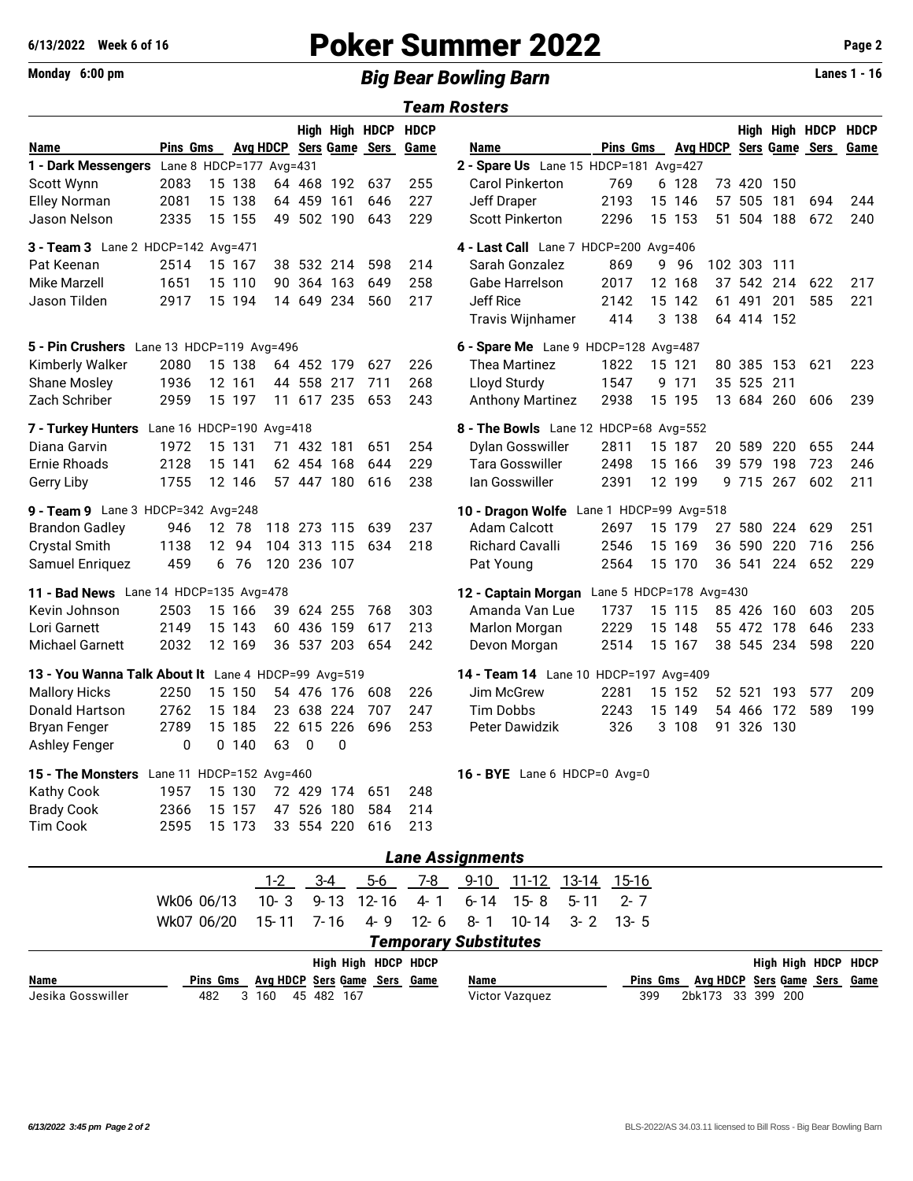# Poker Summer 2022

## Big Bear Bowling Barn

6/13/2022 Week 6 of 16 — Monday 6:00 pm — Lanes 1 - 16

### Team Rosters

| Name | Pins | Gms | Avg | HDCP | High Sers | High Game | HDCP Sers | HDCP Game |
|---|---|---|---|---|---|---|---|---|
| **1 - Dark Messengers** Lane 8 HDCP=177 Avg=431 | | | | | | | | |
| Scott Wynn | 2083 | 15 | 138 | 64 | 468 | 192 | 637 | 255 |
| Elley Norman | 2081 | 15 | 138 | 64 | 459 | 161 | 646 | 227 |
| Jason Nelson | 2335 | 15 | 155 | 49 | 502 | 190 | 643 | 229 |
| **3 - Team 3** Lane 2 HDCP=142 Avg=471 | | | | | | | | |
| Pat Keenan | 2514 | 15 | 167 | 38 | 532 | 214 | 598 | 214 |
| Mike Marzell | 1651 | 15 | 110 | 90 | 364 | 163 | 649 | 258 |
| Jason Tilden | 2917 | 15 | 194 | 14 | 649 | 234 | 560 | 217 |
| **5 - Pin Crushers** Lane 13 HDCP=119 Avg=496 | | | | | | | | |
| Kimberly Walker | 2080 | 15 | 138 | 64 | 452 | 179 | 627 | 226 |
| Shane Mosley | 1936 | 12 | 161 | 44 | 558 | 217 | 711 | 268 |
| Zach Schriber | 2959 | 15 | 197 | 11 | 617 | 235 | 653 | 243 |
| **7 - Turkey Hunters** Lane 16 HDCP=190 Avg=418 | | | | | | | | |
| Diana Garvin | 1972 | 15 | 131 | 71 | 432 | 181 | 651 | 254 |
| Ernie Rhoads | 2128 | 15 | 141 | 62 | 454 | 168 | 644 | 229 |
| Gerry Liby | 1755 | 12 | 146 | 57 | 447 | 180 | 616 | 238 |
| **9 - Team 9** Lane 3 HDCP=342 Avg=248 | | | | | | | | |
| Brandon Gadley | 946 | 12 | 78 | 118 | 273 | 115 | 639 | 237 |
| Crystal Smith | 1138 | 12 | 94 | 104 | 313 | 115 | 634 | 218 |
| Samuel Enriquez | 459 | 6 | 76 | 120 | 236 | 107 | | |
| **11 - Bad News** Lane 14 HDCP=135 Avg=478 | | | | | | | | |
| Kevin Johnson | 2503 | 15 | 166 | 39 | 624 | 255 | 768 | 303 |
| Lori Garnett | 2149 | 15 | 143 | 60 | 436 | 159 | 617 | 213 |
| Michael Garnett | 2032 | 12 | 169 | 36 | 537 | 203 | 654 | 242 |
| **13 - You Wanna Talk About It** Lane 4 HDCP=99 Avg=519 | | | | | | | | |
| Mallory Hicks | 2250 | 15 | 150 | 54 | 476 | 176 | 608 | 226 |
| Donald Hartson | 2762 | 15 | 184 | 23 | 638 | 224 | 707 | 247 |
| Bryan Fenger | 2789 | 15 | 185 | 22 | 615 | 226 | 696 | 253 |
| Ashley Fenger | 0 | 0 | 140 | 63 | 0 | 0 | | |
| **15 - The Monsters** Lane 11 HDCP=152 Avg=460 | | | | | | | | |
| Kathy Cook | 1957 | 15 | 130 | 72 | 429 | 174 | 651 | 248 |
| Brady Cook | 2366 | 15 | 157 | 47 | 526 | 180 | 584 | 214 |
| Tim Cook | 2595 | 15 | 173 | 33 | 554 | 220 | 616 | 213 |
| **2 - Spare Us** Lane 15 HDCP=181 Avg=427 | | | | | | | | |
| Carol Pinkerton | 769 | 6 | 128 | 73 | 420 | 150 | | |
| Jeff Draper | 2193 | 15 | 146 | 57 | 505 | 181 | 694 | 244 |
| Scott Pinkerton | 2296 | 15 | 153 | 51 | 504 | 188 | 672 | 240 |
| **4 - Last Call** Lane 7 HDCP=200 Avg=406 | | | | | | | | |
| Sarah Gonzalez | 869 | 9 | 96 | 102 | 303 | 111 | | |
| Gabe Harrelson | 2017 | 12 | 168 | 37 | 542 | 214 | 622 | 217 |
| Jeff Rice | 2142 | 15 | 142 | 61 | 491 | 201 | 585 | 221 |
| Travis Wijnhamer | 414 | 3 | 138 | 64 | 414 | 152 | | |
| **6 - Spare Me** Lane 9 HDCP=128 Avg=487 | | | | | | | | |
| Thea Martinez | 1822 | 15 | 121 | 80 | 385 | 153 | 621 | 223 |
| Lloyd Sturdy | 1547 | 9 | 171 | 35 | 525 | 211 | | |
| Anthony Martinez | 2938 | 15 | 195 | 13 | 684 | 260 | 606 | 239 |
| **8 - The Bowls** Lane 12 HDCP=68 Avg=552 | | | | | | | | |
| Dylan Gosswiller | 2811 | 15 | 187 | 20 | 589 | 220 | 655 | 244 |
| Tara Gosswiller | 2498 | 15 | 166 | 39 | 579 | 198 | 723 | 246 |
| Ian Gosswiller | 2391 | 12 | 199 | 9 | 715 | 267 | 602 | 211 |
| **10 - Dragon Wolfe** Lane 1 HDCP=99 Avg=518 | | | | | | | | |
| Adam Calcott | 2697 | 15 | 179 | 27 | 580 | 224 | 629 | 251 |
| Richard Cavalli | 2546 | 15 | 169 | 36 | 590 | 220 | 716 | 256 |
| Pat Young | 2564 | 15 | 170 | 36 | 541 | 224 | 652 | 229 |
| **12 - Captain Morgan** Lane 5 HDCP=178 Avg=430 | | | | | | | | |
| Amanda Van Lue | 1737 | 15 | 115 | 85 | 426 | 160 | 603 | 205 |
| Marlon Morgan | 2229 | 15 | 148 | 55 | 472 | 178 | 646 | 233 |
| Devon Morgan | 2514 | 15 | 167 | 38 | 545 | 234 | 598 | 220 |
| **14 - Team 14** Lane 10 HDCP=197 Avg=409 | | | | | | | | |
| Jim McGrew | 2281 | 15 | 152 | 52 | 521 | 193 | 577 | 209 |
| Tim Dobbs | 2243 | 15 | 149 | 54 | 466 | 172 | 589 | 199 |
| Peter Dawidzik | 326 | 3 | 108 | 91 | 326 | 130 | | |
| **16 - BYE** Lane 6 HDCP=0 Avg=0 | | | | | | | | |

### Lane Assignments

| | 1-2 | 3-4 | 5-6 | 7-8 | 9-10 | 11-12 | 13-14 | 15-16 |
|---|---|---|---|---|---|---|---|---|
| Wk06 06/13 | 10- 3 | 9-13 | 12-16 | 4- 1 | 6-14 | 15- 8 | 5-11 | 2- 7 |
| Wk07 06/20 | 15-11 | 7-16 | 4- 9 | 12- 6 | 8- 1 | 10-14 | 3- 2 | 13- 5 |

### Temporary Substitutes

| Name | Pins | Gms | Avg | HDCP | High Sers | High Game | HDCP Sers | HDCP Game |
|---|---|---|---|---|---|---|---|---|
| Jesika Gosswiller | 482 | 3 | 160 | 45 | 482 | 167 | | |
| Victor Vazquez | 399 | 2bk | 173 | 33 | 399 | 200 | | |